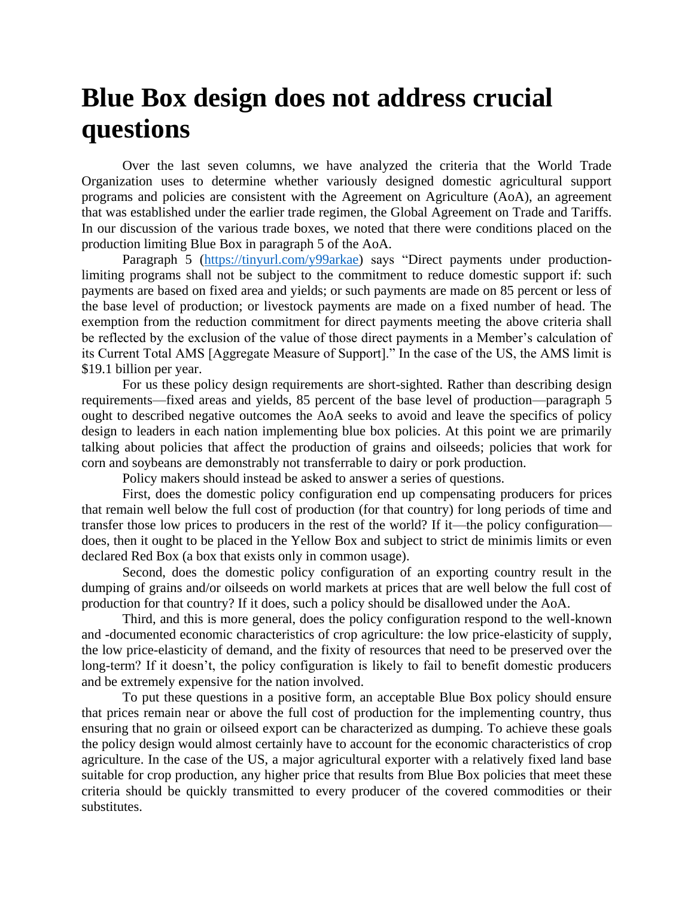# Blue Box design does not address crucial questions

Over the last seven columns, we have analyzed the criteria that the World Trade Organization uses to determine whether variously designed domestic agricultural support programs and policies are consistent with the Agreement on Agriculture (AoA), an agreement that was established under the earlier trade regimen, the Global Agreement on Trade and Tariffs. In our discussion of the various trade boxes, we noted that there were conditions placed on the production limiting Blue Box in paragraph 5 of the AoA.

Paragraph 5 ([https://tinyurl.com/y99arkae](https://tinyurl.com/y99arkae)) says "Direct payments under production-limiting programs shall not be subject to the commitment to reduce domestic support if: such payments are based on fixed area and yields; or such payments are made on 85 percent or less of the base level of production; or livestock payments are made on a fixed number of head. The exemption from the reduction commitment for direct payments meeting the above criteria shall be reflected by the exclusion of the value of those direct payments in a Member's calculation of its Current Total AMS [Aggregate Measure of Support]." In the case of the US, the AMS limit is $19.1 billion per year.

For us these policy design requirements are short-sighted. Rather than describing design requirements—fixed areas and yields, 85 percent of the base level of production—paragraph 5 ought to described negative outcomes the AoA seeks to avoid and leave the specifics of policy design to leaders in each nation implementing blue box policies. At this point we are primarily talking about policies that affect the production of grains and oilseeds; policies that work for corn and soybeans are demonstrably not transferrable to dairy or pork production.

Policy makers should instead be asked to answer a series of questions.

First, does the domestic policy configuration end up compensating producers for prices that remain well below the full cost of production (for that country) for long periods of time and transfer those low prices to producers in the rest of the world? If it—the policy configuration—does, then it ought to be placed in the Yellow Box and subject to strict de minimis limits or even declared Red Box (a box that exists only in common usage).

Second, does the domestic policy configuration of an exporting country result in the dumping of grains and/or oilseeds on world markets at prices that are well below the full cost of production for that country? If it does, such a policy should be disallowed under the AoA.

Third, and this is more general, does the policy configuration respond to the well-known and -documented economic characteristics of crop agriculture: the low price-elasticity of supply, the low price-elasticity of demand, and the fixity of resources that need to be preserved over the long-term? If it doesn't, the policy configuration is likely to fail to benefit domestic producers and be extremely expensive for the nation involved.

To put these questions in a positive form, an acceptable Blue Box policy should ensure that prices remain near or above the full cost of production for the implementing country, thus ensuring that no grain or oilseed export can be characterized as dumping. To achieve these goals the policy design would almost certainly have to account for the economic characteristics of crop agriculture. In the case of the US, a major agricultural exporter with a relatively fixed land base suitable for crop production, any higher price that results from Blue Box policies that meet these criteria should be quickly transmitted to every producer of the covered commodities or their substitutes.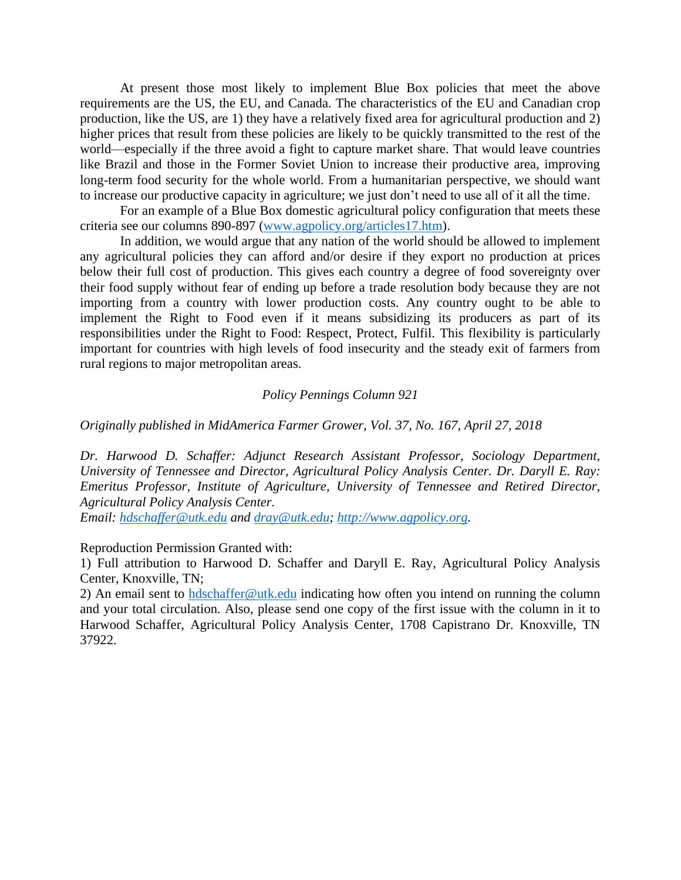At present those most likely to implement Blue Box policies that meet the above requirements are the US, the EU, and Canada. The characteristics of the EU and Canadian crop production, like the US, are 1) they have a relatively fixed area for agricultural production and 2) higher prices that result from these policies are likely to be quickly transmitted to the rest of the world—especially if the three avoid a fight to capture market share. That would leave countries like Brazil and those in the Former Soviet Union to increase their productive area, improving long-term food security for the whole world. From a humanitarian perspective, we should want to increase our productive capacity in agriculture; we just don't need to use all of it all the time.

For an example of a Blue Box domestic agricultural policy configuration that meets these criteria see our columns 890-897 ([www.agpolicy.org/articles17.htm](http://www.agpolicy.org/articles17.htm)).

In addition, we would argue that any nation of the world should be allowed to implement any agricultural policies they can afford and/or desire if they export no production at prices below their full cost of production. This gives each country a degree of food sovereignty over their food supply without fear of ending up before a trade resolution body because they are not importing from a country with lower production costs. Any country ought to be able to implement the Right to Food even if it means subsidizing its producers as part of its responsibilities under the Right to Food: Respect, Protect, Fulfil. This flexibility is particularly important for countries with high levels of food insecurity and the steady exit of farmers from rural regions to major metropolitan areas.

*Policy Pennings Column 921*

*Originally published in MidAmerica Farmer Grower, Vol. 37, No. 167, April 27, 2018*

*Dr. Harwood D. Schaffer: Adjunct Research Assistant Professor, Sociology Department, University of Tennessee and Director, Agricultural Policy Analysis Center. Dr. Daryll E. Ray: Emeritus Professor, Institute of Agriculture, University of Tennessee and Retired Director, Agricultural Policy Analysis Center.*
*Email: [hdschaffer@utk.edu](mailto:hdschaffer@utk.edu) and [dray@utk.edu](mailto:dray@utk.edu); [http://www.agpolicy.org](http://www.agpolicy.org).*

Reproduction Permission Granted with:
1) Full attribution to Harwood D. Schaffer and Daryll E. Ray, Agricultural Policy Analysis Center, Knoxville, TN;
2) An email sent to [hdschaffer@utk.edu](mailto:hdschaffer@utk.edu) indicating how often you intend on running the column and your total circulation. Also, please send one copy of the first issue with the column in it to Harwood Schaffer, Agricultural Policy Analysis Center, 1708 Capistrano Dr. Knoxville, TN 37922.